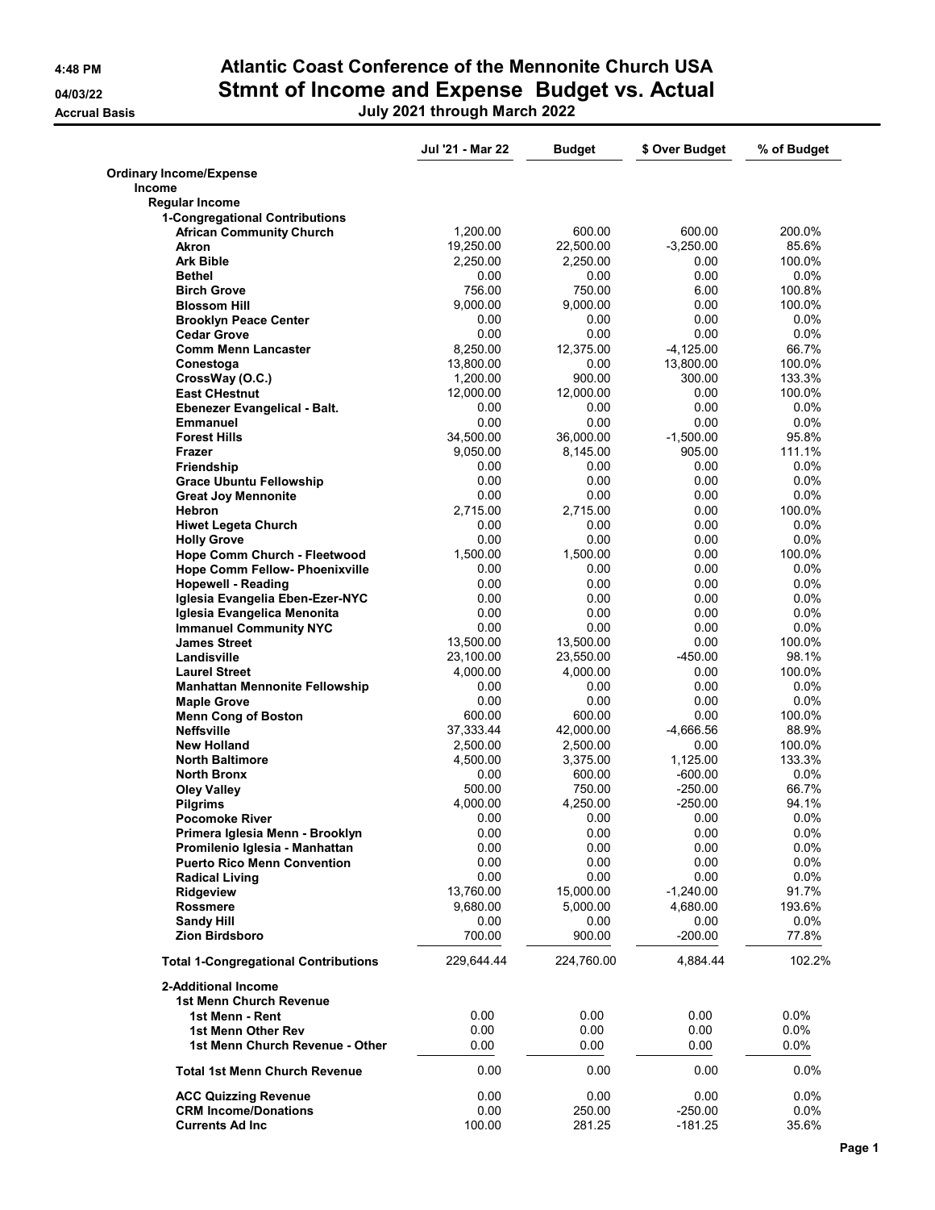# Atlantic Coast Conference of the Mennonite Church USA

## Stmnt of Income and Expense Budget vs. Actual

### July 2021 through March 2022

4:48 PM
04/03/22
Accrual Basis

| | Jul '21 - Mar 22 | Budget | $ Over Budget | % of Budget |
|---|---|---|---|---|
| **Ordinary Income/Expense** | | | | |
| **Income** | | | | |
| **Regular Income** | | | | |
| **1-Congregational Contributions** | | | | |
| African Community Church | 1,200.00 | 600.00 | 600.00 | 200.0% |
| Akron | 19,250.00 | 22,500.00 | -3,250.00 | 85.6% |
| Ark Bible | 2,250.00 | 2,250.00 | 0.00 | 100.0% |
| Bethel | 0.00 | 0.00 | 0.00 | 0.0% |
| Birch Grove | 756.00 | 750.00 | 6.00 | 100.8% |
| Blossom Hill | 9,000.00 | 9,000.00 | 0.00 | 100.0% |
| Brooklyn Peace Center | 0.00 | 0.00 | 0.00 | 0.0% |
| Cedar Grove | 0.00 | 0.00 | 0.00 | 0.0% |
| Comm Menn Lancaster | 8,250.00 | 12,375.00 | -4,125.00 | 66.7% |
| Conestoga | 13,800.00 | 0.00 | 13,800.00 | 100.0% |
| CrossWay (O.C.) | 1,200.00 | 900.00 | 300.00 | 133.3% |
| East CHestnut | 12,000.00 | 12,000.00 | 0.00 | 100.0% |
| Ebenezer Evangelical - Balt. | 0.00 | 0.00 | 0.00 | 0.0% |
| Emmanuel | 0.00 | 0.00 | 0.00 | 0.0% |
| Forest Hills | 34,500.00 | 36,000.00 | -1,500.00 | 95.8% |
| Frazer | 9,050.00 | 8,145.00 | 905.00 | 111.1% |
| Friendship | 0.00 | 0.00 | 0.00 | 0.0% |
| Grace Ubuntu Fellowship | 0.00 | 0.00 | 0.00 | 0.0% |
| Great Joy Mennonite | 0.00 | 0.00 | 0.00 | 0.0% |
| Hebron | 2,715.00 | 2,715.00 | 0.00 | 100.0% |
| Hiwet Legeta Church | 0.00 | 0.00 | 0.00 | 0.0% |
| Holly Grove | 0.00 | 0.00 | 0.00 | 0.0% |
| Hope Comm Church - Fleetwood | 1,500.00 | 1,500.00 | 0.00 | 100.0% |
| Hope Comm Fellow- Phoenixville | 0.00 | 0.00 | 0.00 | 0.0% |
| Hopewell - Reading | 0.00 | 0.00 | 0.00 | 0.0% |
| Iglesia Evangelia Eben-Ezer-NYC | 0.00 | 0.00 | 0.00 | 0.0% |
| Iglesia Evangelica Menonita | 0.00 | 0.00 | 0.00 | 0.0% |
| Immanuel Community NYC | 0.00 | 0.00 | 0.00 | 0.0% |
| James Street | 13,500.00 | 13,500.00 | 0.00 | 100.0% |
| Landisville | 23,100.00 | 23,550.00 | -450.00 | 98.1% |
| Laurel Street | 4,000.00 | 4,000.00 | 0.00 | 100.0% |
| Manhattan Mennonite Fellowship | 0.00 | 0.00 | 0.00 | 0.0% |
| Maple Grove | 0.00 | 0.00 | 0.00 | 0.0% |
| Menn Cong of Boston | 600.00 | 600.00 | 0.00 | 100.0% |
| Neffsville | 37,333.44 | 42,000.00 | -4,666.56 | 88.9% |
| New Holland | 2,500.00 | 2,500.00 | 0.00 | 100.0% |
| North Baltimore | 4,500.00 | 3,375.00 | 1,125.00 | 133.3% |
| North Bronx | 0.00 | 600.00 | -600.00 | 0.0% |
| Oley Valley | 500.00 | 750.00 | -250.00 | 66.7% |
| Pilgrims | 4,000.00 | 4,250.00 | -250.00 | 94.1% |
| Pocomoke River | 0.00 | 0.00 | 0.00 | 0.0% |
| Primera Iglesia Menn - Brooklyn | 0.00 | 0.00 | 0.00 | 0.0% |
| Promilenio Iglesia - Manhattan | 0.00 | 0.00 | 0.00 | 0.0% |
| Puerto Rico Menn Convention | 0.00 | 0.00 | 0.00 | 0.0% |
| Radical Living | 0.00 | 0.00 | 0.00 | 0.0% |
| Ridgeview | 13,760.00 | 15,000.00 | -1,240.00 | 91.7% |
| Rossmere | 9,680.00 | 5,000.00 | 4,680.00 | 193.6% |
| Sandy Hill | 0.00 | 0.00 | 0.00 | 0.0% |
| Zion Birdsboro | 700.00 | 900.00 | -200.00 | 77.8% |
| **Total 1-Congregational Contributions** | 229,644.44 | 224,760.00 | 4,884.44 | 102.2% |
| **2-Additional Income** | | | | |
| **1st Menn Church Revenue** | | | | |
| 1st Menn - Rent | 0.00 | 0.00 | 0.00 | 0.0% |
| 1st Menn Other Rev | 0.00 | 0.00 | 0.00 | 0.0% |
| 1st Menn Church Revenue - Other | 0.00 | 0.00 | 0.00 | 0.0% |
| **Total 1st Menn Church Revenue** | 0.00 | 0.00 | 0.00 | 0.0% |
| ACC Quizzing Revenue | 0.00 | 0.00 | 0.00 | 0.0% |
| CRM Income/Donations | 0.00 | 250.00 | -250.00 | 0.0% |
| Currents Ad Inc | 100.00 | 281.25 | -181.25 | 35.6% |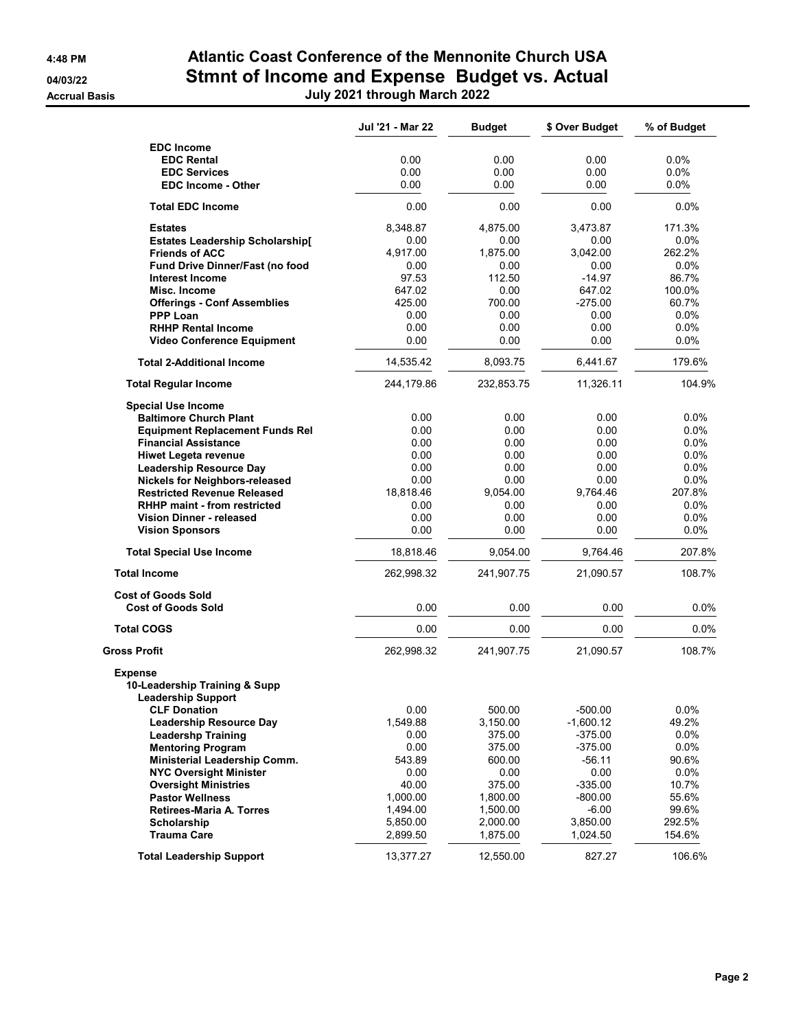# Atlantic Coast Conference of the Mennonite Church USA

## Stmnt of Income and Expense Budget vs. Actual

**July 2021 through March 2022**

4:48 PM
04/03/22
Accrual Basis

| | Jul '21 - Mar 22 | Budget | $ Over Budget | % of Budget |
|---|---|---|---|---|
| **EDC Income** | | | | |
| **EDC Rental** | 0.00 | 0.00 | 0.00 | 0.0% |
| **EDC Services** | 0.00 | 0.00 | 0.00 | 0.0% |
| **EDC Income - Other** | 0.00 | 0.00 | 0.00 | 0.0% |
| **Total EDC Income** | 0.00 | 0.00 | 0.00 | 0.0% |
| **Estates** | 8,348.87 | 4,875.00 | 3,473.87 | 171.3% |
| **Estates Leadership Scholarship[** | 0.00 | 0.00 | 0.00 | 0.0% |
| **Friends of ACC** | 4,917.00 | 1,875.00 | 3,042.00 | 262.2% |
| **Fund Drive Dinner/Fast (no food** | 0.00 | 0.00 | 0.00 | 0.0% |
| **Interest Income** | 97.53 | 112.50 | -14.97 | 86.7% |
| **Misc. Income** | 647.02 | 0.00 | 647.02 | 100.0% |
| **Offerings - Conf Assemblies** | 425.00 | 700.00 | -275.00 | 60.7% |
| **PPP Loan** | 0.00 | 0.00 | 0.00 | 0.0% |
| **RHHP Rental Income** | 0.00 | 0.00 | 0.00 | 0.0% |
| **Video Conference Equipment** | 0.00 | 0.00 | 0.00 | 0.0% |
| **Total 2-Additional Income** | 14,535.42 | 8,093.75 | 6,441.67 | 179.6% |
| **Total Regular Income** | 244,179.86 | 232,853.75 | 11,326.11 | 104.9% |
| **Special Use Income** | | | | |
| **Baltimore Church Plant** | 0.00 | 0.00 | 0.00 | 0.0% |
| **Equipment Replacement Funds Rel** | 0.00 | 0.00 | 0.00 | 0.0% |
| **Financial Assistance** | 0.00 | 0.00 | 0.00 | 0.0% |
| **Hiwet Legeta revenue** | 0.00 | 0.00 | 0.00 | 0.0% |
| **Leadership Resource Day** | 0.00 | 0.00 | 0.00 | 0.0% |
| **Nickels for Neighbors-released** | 0.00 | 0.00 | 0.00 | 0.0% |
| **Restricted Revenue Released** | 18,818.46 | 9,054.00 | 9,764.46 | 207.8% |
| **RHHP maint - from restricted** | 0.00 | 0.00 | 0.00 | 0.0% |
| **Vision Dinner - released** | 0.00 | 0.00 | 0.00 | 0.0% |
| **Vision Sponsors** | 0.00 | 0.00 | 0.00 | 0.0% |
| **Total Special Use Income** | 18,818.46 | 9,054.00 | 9,764.46 | 207.8% |
| **Total Income** | 262,998.32 | 241,907.75 | 21,090.57 | 108.7% |
| **Cost of Goods Sold** | | | | |
| **Cost of Goods Sold** | 0.00 | 0.00 | 0.00 | 0.0% |
| **Total COGS** | 0.00 | 0.00 | 0.00 | 0.0% |
| **Gross Profit** | 262,998.32 | 241,907.75 | 21,090.57 | 108.7% |
| **Expense** | | | | |
| **10-Leadership Training & Supp** | | | | |
| **Leadership Support** | | | | |
| **CLF Donation** | 0.00 | 500.00 | -500.00 | 0.0% |
| **Leadership Resource Day** | 1,549.88 | 3,150.00 | -1,600.12 | 49.2% |
| **Leadershp Training** | 0.00 | 375.00 | -375.00 | 0.0% |
| **Mentoring Program** | 0.00 | 375.00 | -375.00 | 0.0% |
| **Ministerial Leadership Comm.** | 543.89 | 600.00 | -56.11 | 90.6% |
| **NYC Oversight Minister** | 0.00 | 0.00 | 0.00 | 0.0% |
| **Oversight Ministries** | 40.00 | 375.00 | -335.00 | 10.7% |
| **Pastor Wellness** | 1,000.00 | 1,800.00 | -800.00 | 55.6% |
| **Retirees-Maria A. Torres** | 1,494.00 | 1,500.00 | -6.00 | 99.6% |
| **Scholarship** | 5,850.00 | 2,000.00 | 3,850.00 | 292.5% |
| **Trauma Care** | 2,899.50 | 1,875.00 | 1,024.50 | 154.6% |
| **Total Leadership Support** | 13,377.27 | 12,550.00 | 827.27 | 106.6% |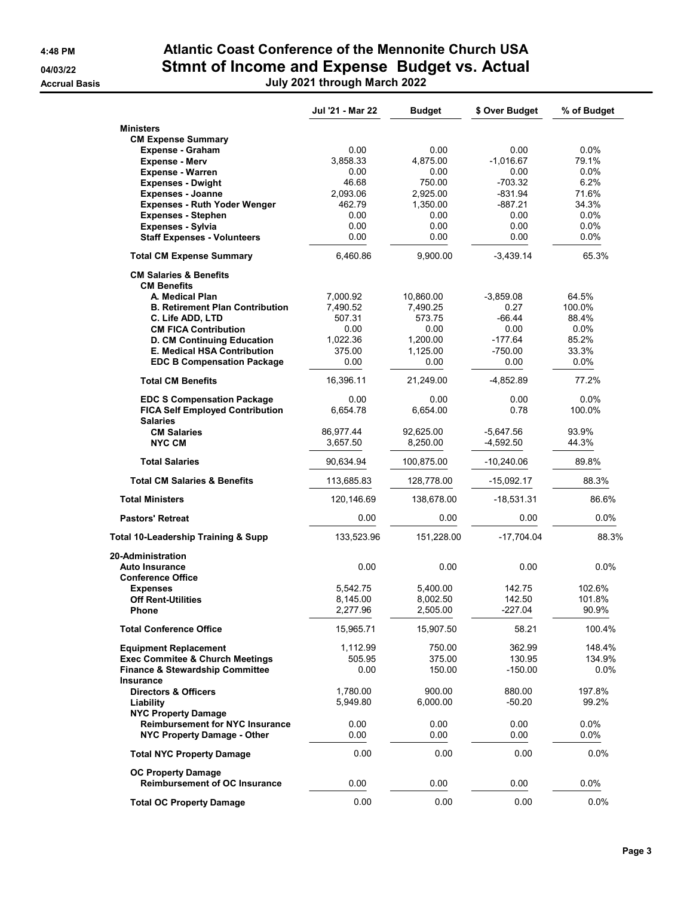# Atlantic Coast Conference of the Mennonite Church USA

## Stmnt of Income and Expense Budget vs. Actual

### July 2021 through March 2022

4:48 PM
04/03/22
Accrual Basis

| | Jul '21 - Mar 22 | Budget | $ Over Budget | % of Budget |
|---|---|---|---|---|
| **Ministers** | | | | |
| **CM Expense Summary** | | | | |
| **Expense - Graham** | 0.00 | 0.00 | 0.00 | 0.0% |
| **Expense - Merv** | 3,858.33 | 4,875.00 | -1,016.67 | 79.1% |
| **Expense - Warren** | 0.00 | 0.00 | 0.00 | 0.0% |
| **Expenses - Dwight** | 46.68 | 750.00 | -703.32 | 6.2% |
| **Expenses - Joanne** | 2,093.06 | 2,925.00 | -831.94 | 71.6% |
| **Expenses - Ruth Yoder Wenger** | 462.79 | 1,350.00 | -887.21 | 34.3% |
| **Expenses - Stephen** | 0.00 | 0.00 | 0.00 | 0.0% |
| **Expenses - Sylvia** | 0.00 | 0.00 | 0.00 | 0.0% |
| **Staff Expenses - Volunteers** | 0.00 | 0.00 | 0.00 | 0.0% |
| **Total CM Expense Summary** | 6,460.86 | 9,900.00 | -3,439.14 | 65.3% |
| **CM Salaries & Benefits** | | | | |
| **CM Benefits** | | | | |
| **A. Medical Plan** | 7,000.92 | 10,860.00 | -3,859.08 | 64.5% |
| **B. Retirement Plan Contribution** | 7,490.52 | 7,490.25 | 0.27 | 100.0% |
| **C. Life ADD, LTD** | 507.31 | 573.75 | -66.44 | 88.4% |
| **CM FICA Contribution** | 0.00 | 0.00 | 0.00 | 0.0% |
| **D. CM Continuing Education** | 1,022.36 | 1,200.00 | -177.64 | 85.2% |
| **E. Medical HSA Contribution** | 375.00 | 1,125.00 | -750.00 | 33.3% |
| **EDC B Compensation Package** | 0.00 | 0.00 | 0.00 | 0.0% |
| **Total CM Benefits** | 16,396.11 | 21,249.00 | -4,852.89 | 77.2% |
| **EDC S Compensation Package** | 0.00 | 0.00 | 0.00 | 0.0% |
| **FICA Self Employed Contribution** | 6,654.78 | 6,654.00 | 0.78 | 100.0% |
| **Salaries** | | | | |
| **CM Salaries** | 86,977.44 | 92,625.00 | -5,647.56 | 93.9% |
| **NYC CM** | 3,657.50 | 8,250.00 | -4,592.50 | 44.3% |
| **Total Salaries** | 90,634.94 | 100,875.00 | -10,240.06 | 89.8% |
| **Total CM Salaries & Benefits** | 113,685.83 | 128,778.00 | -15,092.17 | 88.3% |
| **Total Ministers** | 120,146.69 | 138,678.00 | -18,531.31 | 86.6% |
| **Pastors' Retreat** | 0.00 | 0.00 | 0.00 | 0.0% |
| **Total 10-Leadership Training & Supp** | 133,523.96 | 151,228.00 | -17,704.04 | 88.3% |
| **20-Administration** | | | | |
| **Auto Insurance** | 0.00 | 0.00 | 0.00 | 0.0% |
| **Conference Office** | | | | |
| **Expenses** | 5,542.75 | 5,400.00 | 142.75 | 102.6% |
| **Off Rent-Utilities** | 8,145.00 | 8,002.50 | 142.50 | 101.8% |
| **Phone** | 2,277.96 | 2,505.00 | -227.04 | 90.9% |
| **Total Conference Office** | 15,965.71 | 15,907.50 | 58.21 | 100.4% |
| **Equipment Replacement** | 1,112.99 | 750.00 | 362.99 | 148.4% |
| **Exec Commitee & Church Meetings** | 505.95 | 375.00 | 130.95 | 134.9% |
| **Finance & Stewardship Committee** | 0.00 | 150.00 | -150.00 | 0.0% |
| **Insurance** | | | | |
| **Directors & Officers** | 1,780.00 | 900.00 | 880.00 | 197.8% |
| **Liability** | 5,949.80 | 6,000.00 | -50.20 | 99.2% |
| **NYC Property Damage** | | | | |
| **Reimbursement for NYC Insurance** | 0.00 | 0.00 | 0.00 | 0.0% |
| **NYC Property Damage - Other** | 0.00 | 0.00 | 0.00 | 0.0% |
| **Total NYC Property Damage** | 0.00 | 0.00 | 0.00 | 0.0% |
| **OC Property Damage** | | | | |
| **Reimbursement of OC Insurance** | 0.00 | 0.00 | 0.00 | 0.0% |
| **Total OC Property Damage** | 0.00 | 0.00 | 0.00 | 0.0% |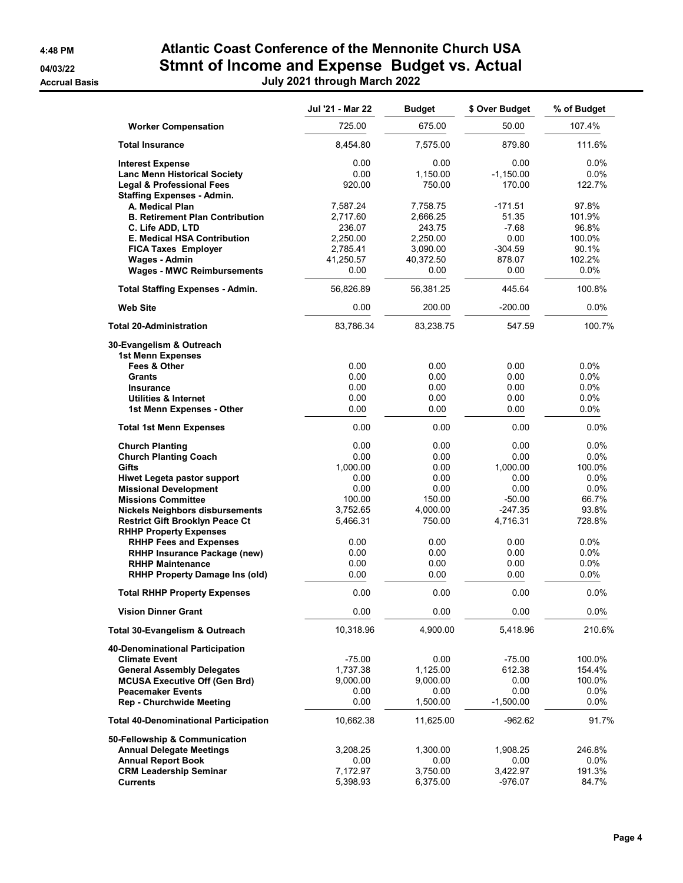# Atlantic Coast Conference of the Mennonite Church USA

## Stmnt of Income and Expense Budget vs. Actual

### July 2021 through March 2022

4:48 PM
04/03/22
Accrual Basis

| | Jul '21 - Mar 22 | Budget | $ Over Budget | % of Budget |
|---|---|---|---|---|
| Worker Compensation | 725.00 | 675.00 | 50.00 | 107.4% |
| Total Insurance | 8,454.80 | 7,575.00 | 879.80 | 111.6% |
| Interest Expense | 0.00 | 0.00 | 0.00 | 0.0% |
| Lanc Menn Historical Society | 0.00 | 1,150.00 | -1,150.00 | 0.0% |
| Legal & Professional Fees | 920.00 | 750.00 | 170.00 | 122.7% |
| Staffing Expenses - Admin. | | | | |
| A. Medical Plan | 7,587.24 | 7,758.75 | -171.51 | 97.8% |
| B. Retirement Plan Contribution | 2,717.60 | 2,666.25 | 51.35 | 101.9% |
| C. Life ADD, LTD | 236.07 | 243.75 | -7.68 | 96.8% |
| E. Medical HSA Contribution | 2,250.00 | 2,250.00 | 0.00 | 100.0% |
| FICA Taxes Employer | 2,785.41 | 3,090.00 | -304.59 | 90.1% |
| Wages - Admin | 41,250.57 | 40,372.50 | 878.07 | 102.2% |
| Wages - MWC Reimbursements | 0.00 | 0.00 | 0.00 | 0.0% |
| Total Staffing Expenses - Admin. | 56,826.89 | 56,381.25 | 445.64 | 100.8% |
| Web Site | 0.00 | 200.00 | -200.00 | 0.0% |
| Total 20-Administration | 83,786.34 | 83,238.75 | 547.59 | 100.7% |
| 30-Evangelism & Outreach | | | | |
| 1st Menn Expenses | | | | |
| Fees & Other | 0.00 | 0.00 | 0.00 | 0.0% |
| Grants | 0.00 | 0.00 | 0.00 | 0.0% |
| Insurance | 0.00 | 0.00 | 0.00 | 0.0% |
| Utilities & Internet | 0.00 | 0.00 | 0.00 | 0.0% |
| 1st Menn Expenses - Other | 0.00 | 0.00 | 0.00 | 0.0% |
| Total 1st Menn Expenses | 0.00 | 0.00 | 0.00 | 0.0% |
| Church Planting | 0.00 | 0.00 | 0.00 | 0.0% |
| Church Planting Coach | 0.00 | 0.00 | 0.00 | 0.0% |
| Gifts | 1,000.00 | 0.00 | 1,000.00 | 100.0% |
| Hiwet Legeta pastor support | 0.00 | 0.00 | 0.00 | 0.0% |
| Missional Development | 0.00 | 0.00 | 0.00 | 0.0% |
| Missions Committee | 100.00 | 150.00 | -50.00 | 66.7% |
| Nickels Neighbors disbursements | 3,752.65 | 4,000.00 | -247.35 | 93.8% |
| Restrict Gift Brooklyn Peace Ct | 5,466.31 | 750.00 | 4,716.31 | 728.8% |
| RHHP Property Expenses | | | | |
| RHHP Fees and Expenses | 0.00 | 0.00 | 0.00 | 0.0% |
| RHHP Insurance Package (new) | 0.00 | 0.00 | 0.00 | 0.0% |
| RHHP Maintenance | 0.00 | 0.00 | 0.00 | 0.0% |
| RHHP Property Damage Ins (old) | 0.00 | 0.00 | 0.00 | 0.0% |
| Total RHHP Property Expenses | 0.00 | 0.00 | 0.00 | 0.0% |
| Vision Dinner Grant | 0.00 | 0.00 | 0.00 | 0.0% |
| Total 30-Evangelism & Outreach | 10,318.96 | 4,900.00 | 5,418.96 | 210.6% |
| 40-Denominational Participation | | | | |
| Climate Event | -75.00 | 0.00 | -75.00 | 100.0% |
| General Assembly Delegates | 1,737.38 | 1,125.00 | 612.38 | 154.4% |
| MCUSA Executive Off (Gen Brd) | 9,000.00 | 9,000.00 | 0.00 | 100.0% |
| Peacemaker Events | 0.00 | 0.00 | 0.00 | 0.0% |
| Rep - Churchwide Meeting | 0.00 | 1,500.00 | -1,500.00 | 0.0% |
| Total 40-Denominational Participation | 10,662.38 | 11,625.00 | -962.62 | 91.7% |
| 50-Fellowship & Communication | | | | |
| Annual Delegate Meetings | 3,208.25 | 1,300.00 | 1,908.25 | 246.8% |
| Annual Report Book | 0.00 | 0.00 | 0.00 | 0.0% |
| CRM Leadership Seminar | 7,172.97 | 3,750.00 | 3,422.97 | 191.3% |
| Currents | 5,398.93 | 6,375.00 | -976.07 | 84.7% |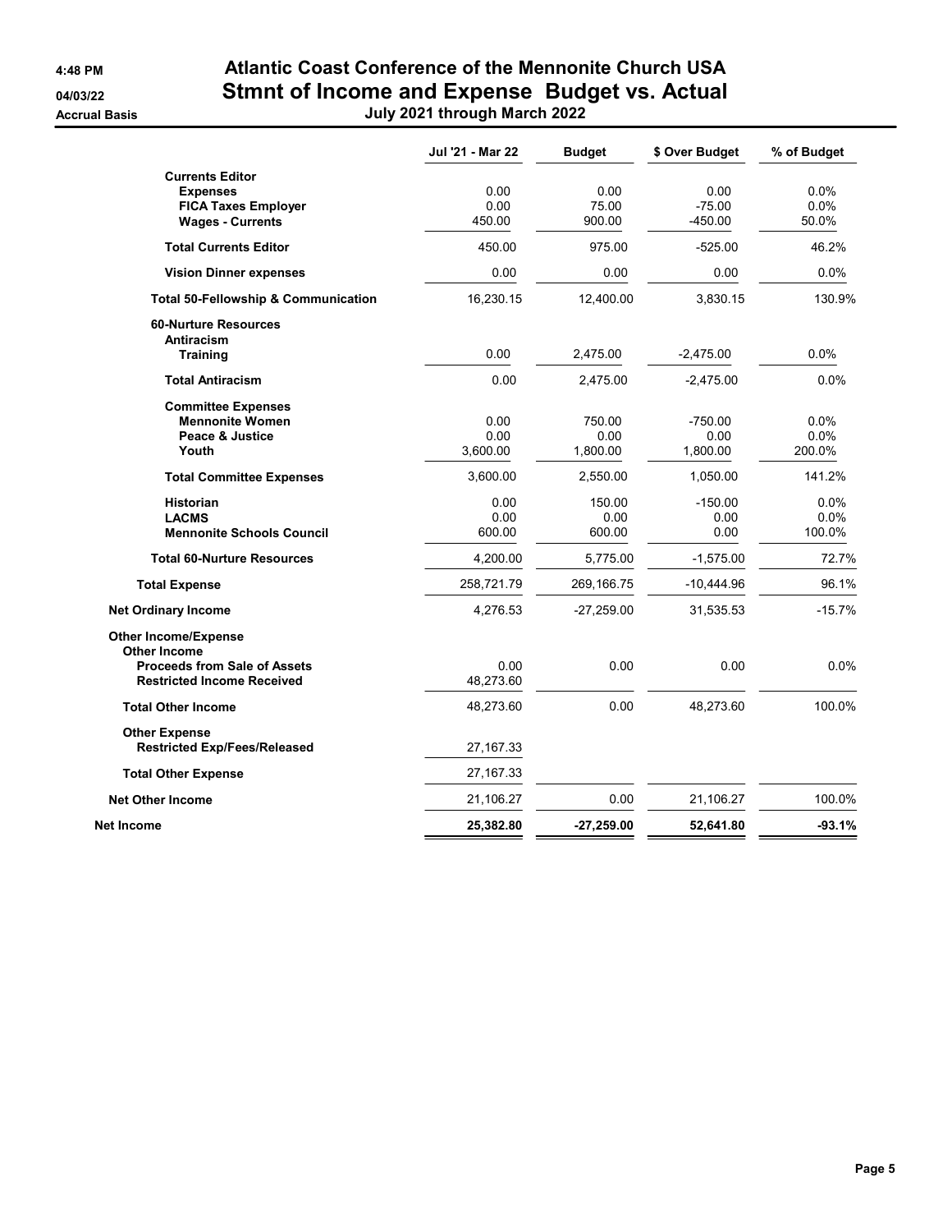# Atlantic Coast Conference of the Mennonite Church USA
## Stmnt of Income and Expense Budget vs. Actual
### July 2021 through March 2022

4:48 PM
04/03/22
Accrual Basis

| | Jul '21 - Mar 22 | Budget | $ Over Budget | % of Budget |
|---|---|---|---|---|
| **Currents Editor** | | | | |
| **Expenses** | 0.00 | 0.00 | 0.00 | 0.0% |
| **FICA Taxes Employer** | 0.00 | 75.00 | -75.00 | 0.0% |
| **Wages - Currents** | 450.00 | 900.00 | -450.00 | 50.0% |
| **Total Currents Editor** | 450.00 | 975.00 | -525.00 | 46.2% |
| **Vision Dinner expenses** | 0.00 | 0.00 | 0.00 | 0.0% |
| **Total 50-Fellowship & Communication** | 16,230.15 | 12,400.00 | 3,830.15 | 130.9% |
| **60-Nurture Resources** | | | | |
| **Antiracism** | | | | |
| **Training** | 0.00 | 2,475.00 | -2,475.00 | 0.0% |
| **Total Antiracism** | 0.00 | 2,475.00 | -2,475.00 | 0.0% |
| **Committee Expenses** | | | | |
| **Mennonite Women** | 0.00 | 750.00 | -750.00 | 0.0% |
| **Peace & Justice** | 0.00 | 0.00 | 0.00 | 0.0% |
| **Youth** | 3,600.00 | 1,800.00 | 1,800.00 | 200.0% |
| **Total Committee Expenses** | 3,600.00 | 2,550.00 | 1,050.00 | 141.2% |
| **Historian** | 0.00 | 150.00 | -150.00 | 0.0% |
| **LACMS** | 0.00 | 0.00 | 0.00 | 0.0% |
| **Mennonite Schools Council** | 600.00 | 600.00 | 0.00 | 100.0% |
| **Total 60-Nurture Resources** | 4,200.00 | 5,775.00 | -1,575.00 | 72.7% |
| **Total Expense** | 258,721.79 | 269,166.75 | -10,444.96 | 96.1% |
| **Net Ordinary Income** | 4,276.53 | -27,259.00 | 31,535.53 | -15.7% |
| **Other Income/Expense** | | | | |
| **Other Income** | | | | |
| **Proceeds from Sale of Assets** | 0.00 | 0.00 | 0.00 | 0.0% |
| **Restricted Income Received** | 48,273.60 | | | |
| **Total Other Income** | 48,273.60 | 0.00 | 48,273.60 | 100.0% |
| **Other Expense** | | | | |
| **Restricted Exp/Fees/Released** | 27,167.33 | | | |
| **Total Other Expense** | 27,167.33 | | | |
| **Net Other Income** | 21,106.27 | 0.00 | 21,106.27 | 100.0% |
| **Net Income** | **25,382.80** | **-27,259.00** | **52,641.80** | **-93.1%** |